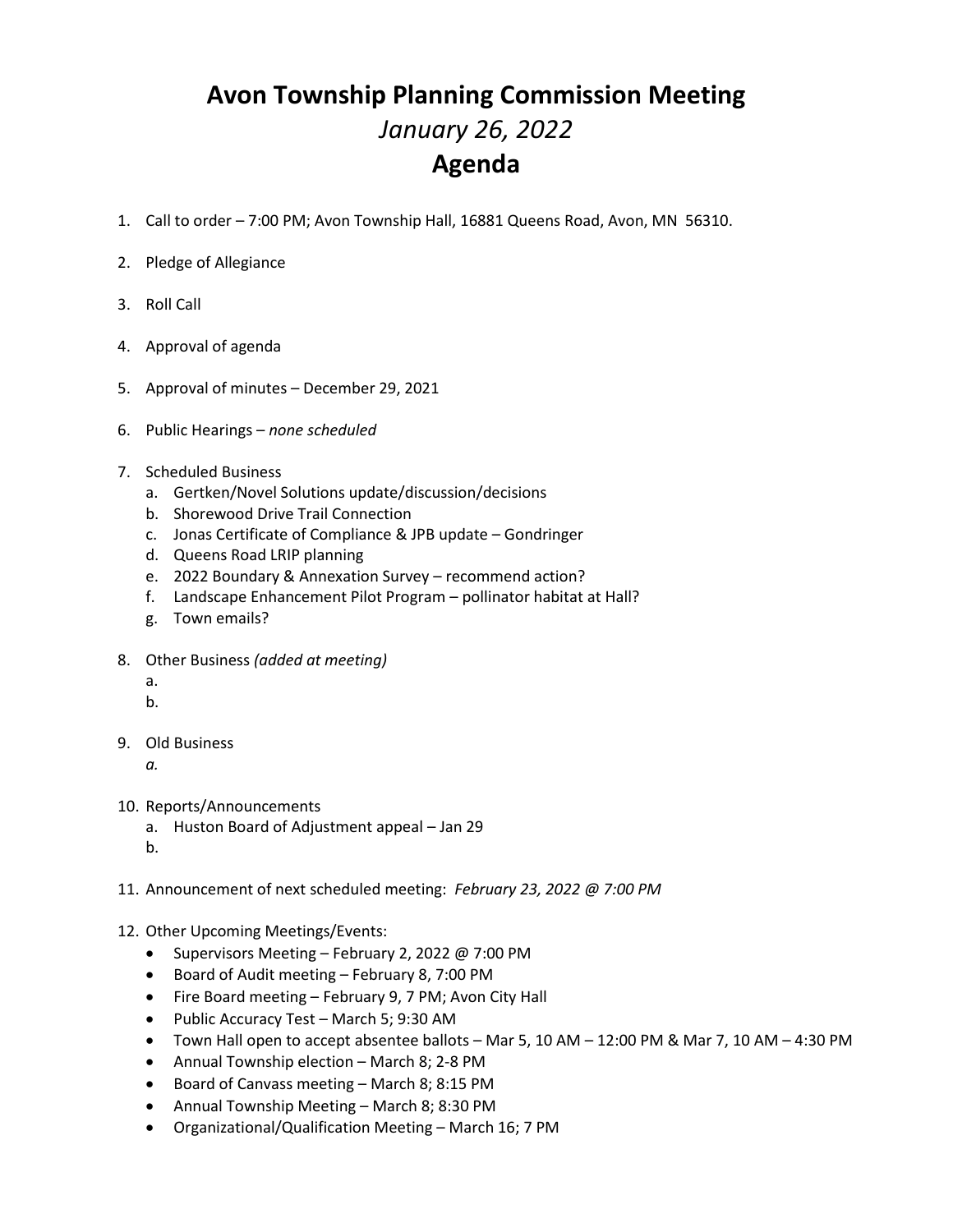# Avon Township Planning Commission Meeting

*January 26, 2022*

# Agenda

1. Call to order – 7:00 PM; Avon Township Hall, 16881 Queens Road, Avon, MN 56310.
2. Pledge of Allegiance
3. Roll Call
4. Approval of agenda
5. Approval of minutes – December 29, 2021
6. Public Hearings – *none scheduled*
7. Scheduled Business
   a. Gertken/Novel Solutions update/discussion/decisions
   b. Shorewood Drive Trail Connection
   c. Jonas Certificate of Compliance & JPB update – Gondringer
   d. Queens Road LRIP planning
   e. 2022 Boundary & Annexation Survey – recommend action?
   f. Landscape Enhancement Pilot Program – pollinator habitat at Hall?
   g. Town emails?
8. Other Business *(added at meeting)*
   a.
   b.
9. Old Business
   *a.*
10. Reports/Announcements
    a. Huston Board of Adjustment appeal – Jan 29
    b.
11. Announcement of next scheduled meeting: *February 23, 2022 @ 7:00 PM*
12. Other Upcoming Meetings/Events:
    - Supervisors Meeting – February 2, 2022 @ 7:00 PM
    - Board of Audit meeting – February 8, 7:00 PM
    - Fire Board meeting – February 9, 7 PM; Avon City Hall
    - Public Accuracy Test – March 5; 9:30 AM
    - Town Hall open to accept absentee ballots – Mar 5, 10 AM – 12:00 PM & Mar 7, 10 AM – 4:30 PM
    - Annual Township election – March 8; 2-8 PM
    - Board of Canvass meeting – March 8; 8:15 PM
    - Annual Township Meeting – March 8; 8:30 PM
    - Organizational/Qualification Meeting – March 16; 7 PM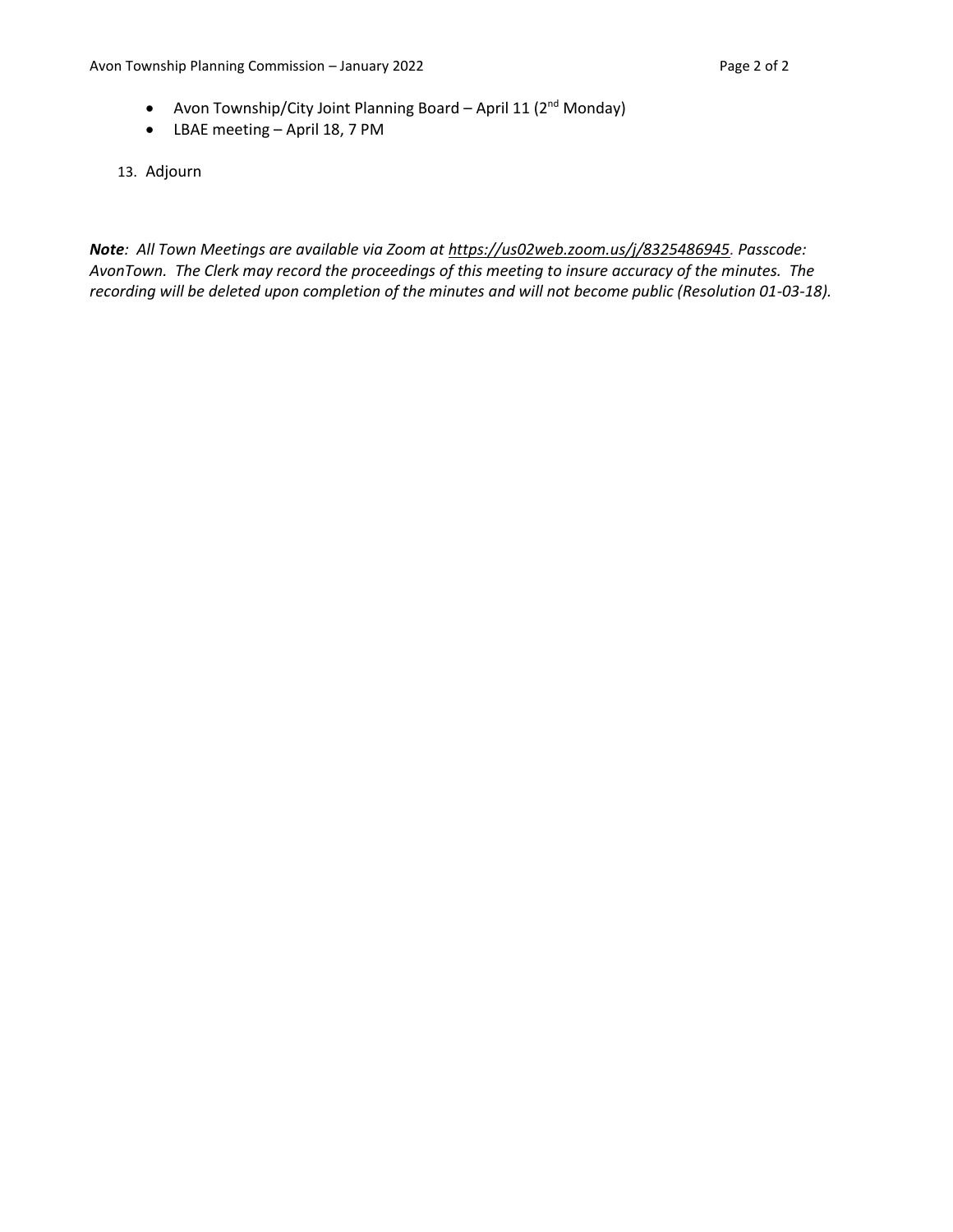- Avon Township/City Joint Planning Board – April 11 (2nd Monday)
- LBAE meeting – April 18, 7 PM

13. Adjourn

***Note**: All Town Meetings are available via Zoom at https://us02web.zoom.us/j/8325486945. Passcode: AvonTown. The Clerk may record the proceedings of this meeting to insure accuracy of the minutes. The recording will be deleted upon completion of the minutes and will not become public (Resolution 01-03-18).*